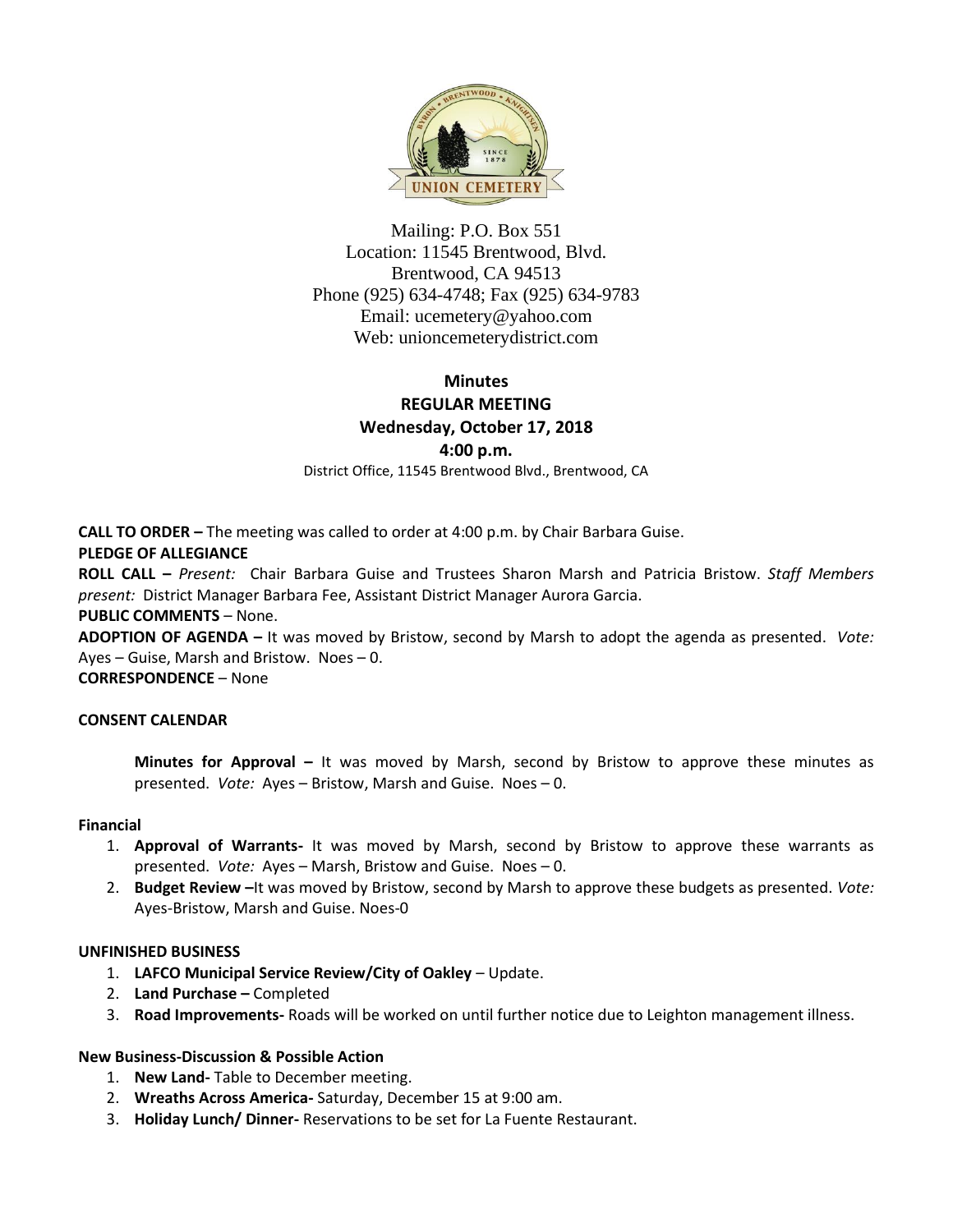Mailing: P.O. Box 551
Location: 11545 Brentwood, Blvd.
Brentwood, CA 94513
Phone (925) 634-4748; Fax (925) 634-9783
Email: ucemetery@yahoo.com
Web: unioncemeterydistrict.com

**Minutes**
**REGULAR MEETING**
**Wednesday, October 17, 2018**
**4:00 p.m.**

District Office, 11545 Brentwood Blvd., Brentwood, CA

**CALL TO ORDER –** The meeting was called to order at 4:00 p.m. by Chair Barbara Guise.

**PLEDGE OF ALLEGIANCE**

**ROLL CALL –** *Present:* Chair Barbara Guise and Trustees Sharon Marsh and Patricia Bristow. *Staff Members present:* District Manager Barbara Fee, Assistant District Manager Aurora Garcia.

**PUBLIC COMMENTS** – None.

**ADOPTION OF AGENDA –** It was moved by Bristow, second by Marsh to adopt the agenda as presented. *Vote:* Ayes – Guise, Marsh and Bristow. Noes – 0.

**CORRESPONDENCE** – None

**CONSENT CALENDAR**

**Minutes for Approval –** It was moved by Marsh, second by Bristow to approve these minutes as presented. *Vote:* Ayes – Bristow, Marsh and Guise. Noes – 0.

**Financial**

1. **Approval of Warrants-** It was moved by Marsh, second by Bristow to approve these warrants as presented. *Vote:* Ayes – Marsh, Bristow and Guise. Noes – 0.
2. **Budget Review –**It was moved by Bristow, second by Marsh to approve these budgets as presented. *Vote:* Ayes-Bristow, Marsh and Guise. Noes-0

**UNFINISHED BUSINESS**

1. **LAFCO Municipal Service Review/City of Oakley** – Update.
2. **Land Purchase –** Completed
3. **Road Improvements-** Roads will be worked on until further notice due to Leighton management illness.

**New Business-Discussion & Possible Action**

1. **New Land-** Table to December meeting.
2. **Wreaths Across America-** Saturday, December 15 at 9:00 am.
3. **Holiday Lunch/ Dinner-** Reservations to be set for La Fuente Restaurant.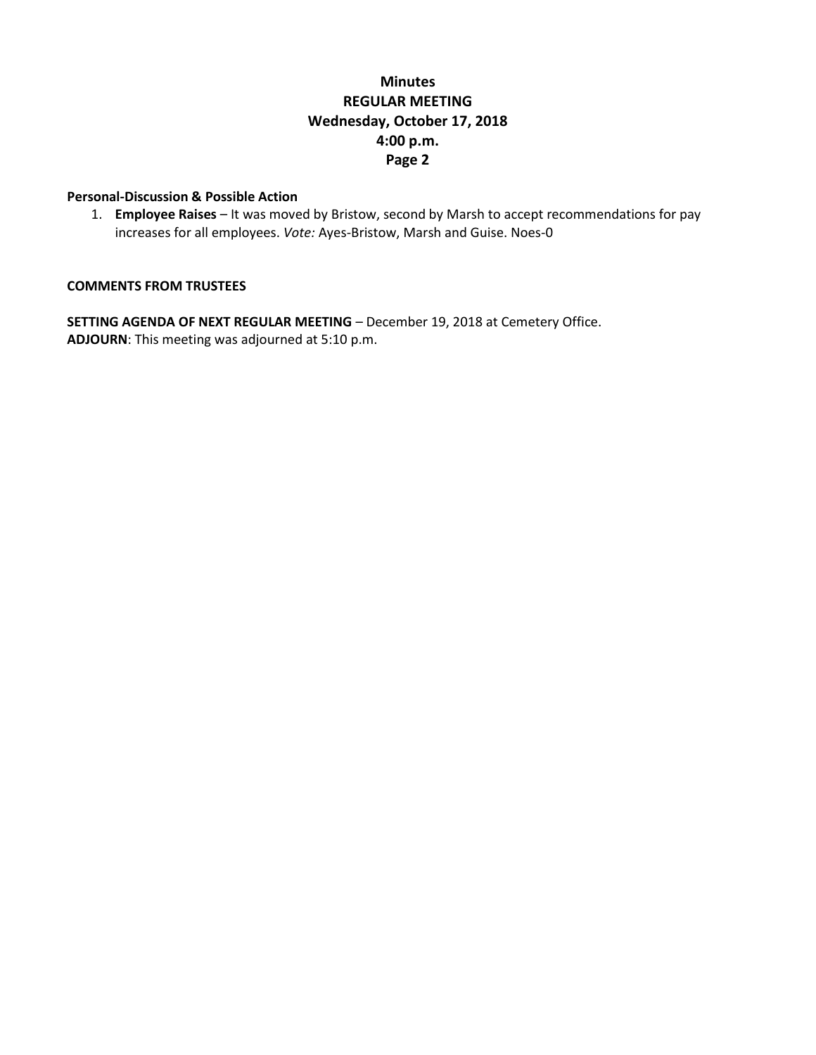**Personal-Discussion & Possible Action**

1. **Employee Raises** – It was moved by Bristow, second by Marsh to accept recommendations for pay increases for all employees. *Vote:* Ayes-Bristow, Marsh and Guise. Noes-0

**COMMENTS FROM TRUSTEES**

**SETTING AGENDA OF NEXT REGULAR MEETING** – December 19, 2018 at Cemetery Office.
**ADJOURN**: This meeting was adjourned at 5:10 p.m.